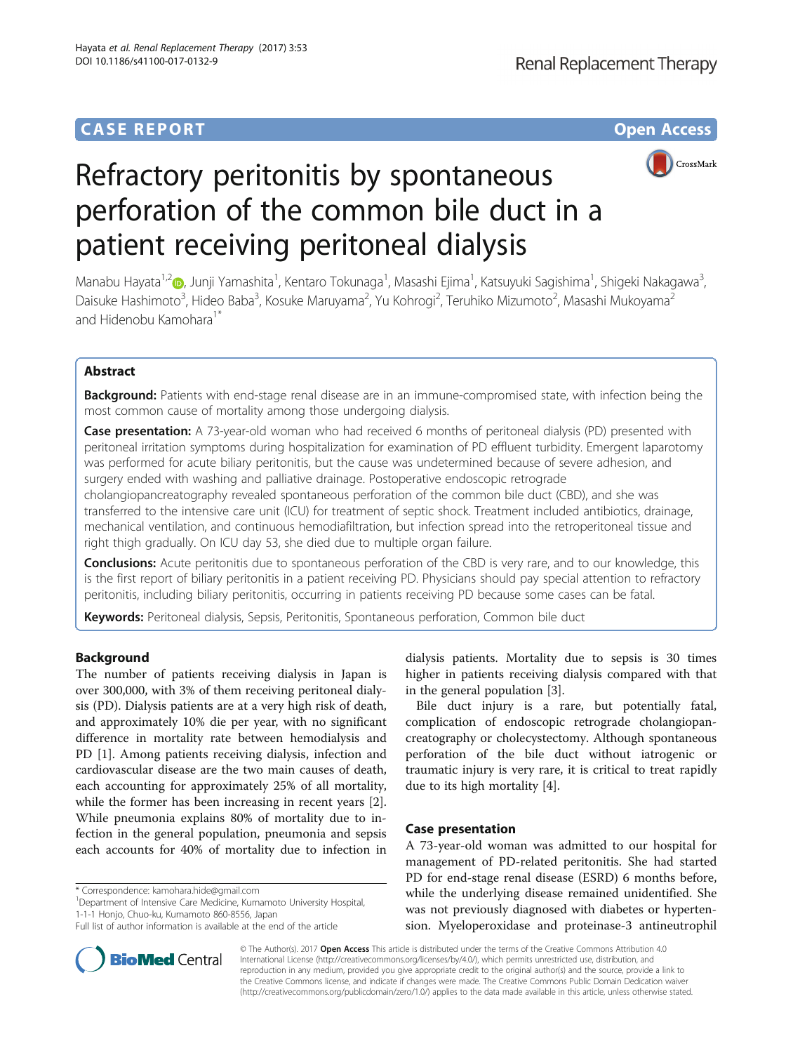CASE REPORT

Open Access

# Refractory peritonitis by spontaneous perforation of the common bile duct in a patient receiving peritoneal dialysis

Manabu Hayata[1,2], Junji Yamashita[1], Kentaro Tokunaga[1], Masashi Ejima[1], Katsuyuki Sagishima[1], Shigeki Nakagawa[3], Daisuke Hashimoto[3], Hideo Baba[3], Kosuke Maruyama[2], Yu Kohrogi[2], Teruhiko Mizumoto[2], Masashi Mukoyama[2] and Hidenobu Kamohara[1*]

## Abstract

**Background:** Patients with end-stage renal disease are in an immune-compromised state, with infection being the most common cause of mortality among those undergoing dialysis.

**Case presentation:** A 73-year-old woman who had received 6 months of peritoneal dialysis (PD) presented with peritoneal irritation symptoms during hospitalization for examination of PD effluent turbidity. Emergent laparotomy was performed for acute biliary peritonitis, but the cause was undetermined because of severe adhesion, and surgery ended with washing and palliative drainage. Postoperative endoscopic retrograde cholangiopancreatography revealed spontaneous perforation of the common bile duct (CBD), and she was transferred to the intensive care unit (ICU) for treatment of septic shock. Treatment included antibiotics, drainage, mechanical ventilation, and continuous hemodiafiltration, but infection spread into the retroperitoneal tissue and right thigh gradually. On ICU day 53, she died due to multiple organ failure.

**Conclusions:** Acute peritonitis due to spontaneous perforation of the CBD is very rare, and to our knowledge, this is the first report of biliary peritonitis in a patient receiving PD. Physicians should pay special attention to refractory peritonitis, including biliary peritonitis, occurring in patients receiving PD because some cases can be fatal.

**Keywords:** Peritoneal dialysis, Sepsis, Peritonitis, Spontaneous perforation, Common bile duct

## Background

The number of patients receiving dialysis in Japan is over 300,000, with 3% of them receiving peritoneal dialysis (PD). Dialysis patients are at a very high risk of death, and approximately 10% die per year, with no significant difference in mortality rate between hemodialysis and PD [1]. Among patients receiving dialysis, infection and cardiovascular disease are the two main causes of death, each accounting for approximately 25% of all mortality, while the former has been increasing in recent years [2]. While pneumonia explains 80% of mortality due to infection in the general population, pneumonia and sepsis each accounts for 40% of mortality due to infection in dialysis patients. Mortality due to sepsis is 30 times higher in patients receiving dialysis compared with that in the general population [3].

Bile duct injury is a rare, but potentially fatal, complication of endoscopic retrograde cholangiopancreatography or cholecystectomy. Although spontaneous perforation of the bile duct without iatrogenic or traumatic injury is very rare, it is critical to treat rapidly due to its high mortality [4].

## Case presentation

A 73-year-old woman was admitted to our hospital for management of PD-related peritonitis. She had started PD for end-stage renal disease (ESRD) 6 months before, while the underlying disease remained unidentified. She was not previously diagnosed with diabetes or hypertension. Myeloperoxidase and proteinase-3 antineutrophil

\* Correspondence: kamohara.hide@gmail.com
[1]Department of Intensive Care Medicine, Kumamoto University Hospital, 1-1-1 Honjo, Chuo-ku, Kumamoto 860-8556, Japan
Full list of author information is available at the end of the article

© The Author(s). 2017 **Open Access** This article is distributed under the terms of the Creative Commons Attribution 4.0 International License (http://creativecommons.org/licenses/by/4.0/), which permits unrestricted use, distribution, and reproduction in any medium, provided you give appropriate credit to the original author(s) and the source, provide a link to the Creative Commons license, and indicate if changes were made. The Creative Commons Public Domain Dedication waiver (http://creativecommons.org/publicdomain/zero/1.0/) applies to the data made available in this article, unless otherwise stated.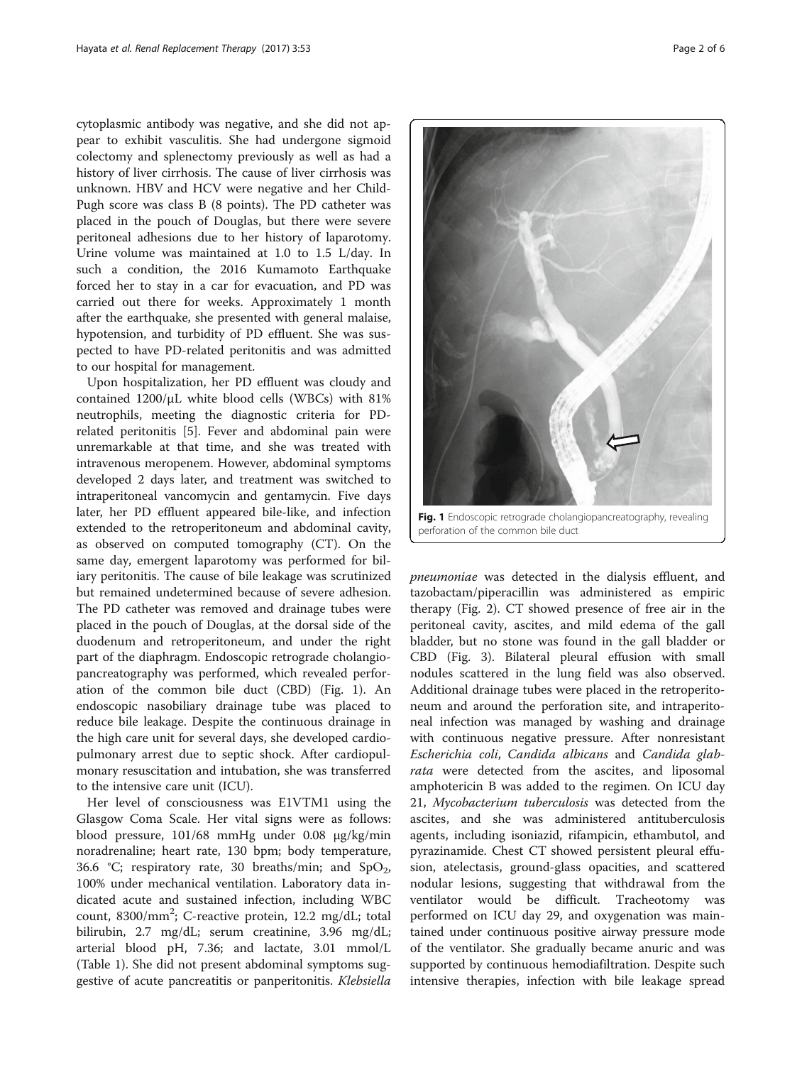cytoplasmic antibody was negative, and she did not appear to exhibit vasculitis. She had undergone sigmoid colectomy and splenectomy previously as well as had a history of liver cirrhosis. The cause of liver cirrhosis was unknown. HBV and HCV were negative and her Child-Pugh score was class B (8 points). The PD catheter was placed in the pouch of Douglas, but there were severe peritoneal adhesions due to her history of laparotomy. Urine volume was maintained at 1.0 to 1.5 L/day. In such a condition, the 2016 Kumamoto Earthquake forced her to stay in a car for evacuation, and PD was carried out there for weeks. Approximately 1 month after the earthquake, she presented with general malaise, hypotension, and turbidity of PD effluent. She was suspected to have PD-related peritonitis and was admitted to our hospital for management.

Upon hospitalization, her PD effluent was cloudy and contained 1200/μL white blood cells (WBCs) with 81% neutrophils, meeting the diagnostic criteria for PD-related peritonitis [5]. Fever and abdominal pain were unremarkable at that time, and she was treated with intravenous meropenem. However, abdominal symptoms developed 2 days later, and treatment was switched to intraperitoneal vancomycin and gentamycin. Five days later, her PD effluent appeared bile-like, and infection extended to the retroperitoneum and abdominal cavity, as observed on computed tomography (CT). On the same day, emergent laparotomy was performed for biliary peritonitis. The cause of bile leakage was scrutinized but remained undetermined because of severe adhesion. The PD catheter was removed and drainage tubes were placed in the pouch of Douglas, at the dorsal side of the duodenum and retroperitoneum, and under the right part of the diaphragm. Endoscopic retrograde cholangiopancreatography was performed, which revealed perforation of the common bile duct (CBD) (Fig. 1). An endoscopic nasobiliary drainage tube was placed to reduce bile leakage. Despite the continuous drainage in the high care unit for several days, she developed cardiopulmonary arrest due to septic shock. After cardiopulmonary resuscitation and intubation, she was transferred to the intensive care unit (ICU).

Her level of consciousness was E1VTM1 using the Glasgow Coma Scale. Her vital signs were as follows: blood pressure, 101/68 mmHg under 0.08 μg/kg/min noradrenaline; heart rate, 130 bpm; body temperature, 36.6 °C; respiratory rate, 30 breaths/min; and $SpO_2$, 100% under mechanical ventilation. Laboratory data indicated acute and sustained infection, including WBC count, 8300/mm$^2$; C-reactive protein, 12.2 mg/dL; total bilirubin, 2.7 mg/dL; serum creatinine, 3.96 mg/dL; arterial blood pH, 7.36; and lactate, 3.01 mmol/L (Table 1). She did not present abdominal symptoms suggestive of acute pancreatitis or panperitonitis. *Klebsiella pneumoniae* was detected in the dialysis effluent, and tazobactam/piperacillin was administered as empiric therapy (Fig. 2). CT showed presence of free air in the peritoneal cavity, ascites, and mild edema of the gall bladder, but no stone was found in the gall bladder or CBD (Fig. 3). Bilateral pleural effusion with small nodules scattered in the lung field was also observed. Additional drainage tubes were placed in the retroperitoneum and around the perforation site, and intraperitoneal infection was managed by washing and drainage with continuous negative pressure. After nonresistant *Escherichia coli*, *Candida albicans* and *Candida glabrata* were detected from the ascites, and liposomal amphotericin B was added to the regimen. On ICU day 21, *Mycobacterium tuberculosis* was detected from the ascites, and she was administered antituberculosis agents, including isoniazid, rifampicin, ethambutol, and pyrazinamide. Chest CT showed persistent pleural effusion, atelectasis, ground-glass opacities, and scattered nodular lesions, suggesting that withdrawal from the ventilator would be difficult. Tracheotomy was performed on ICU day 29, and oxygenation was maintained under continuous positive airway pressure mode of the ventilator. She gradually became anuric and was supported by continuous hemodiafiltration. Despite such intensive therapies, infection with bile leakage spread

**Fig. 1** Endoscopic retrograde cholangiopancreatography, revealing perforation of the common bile duct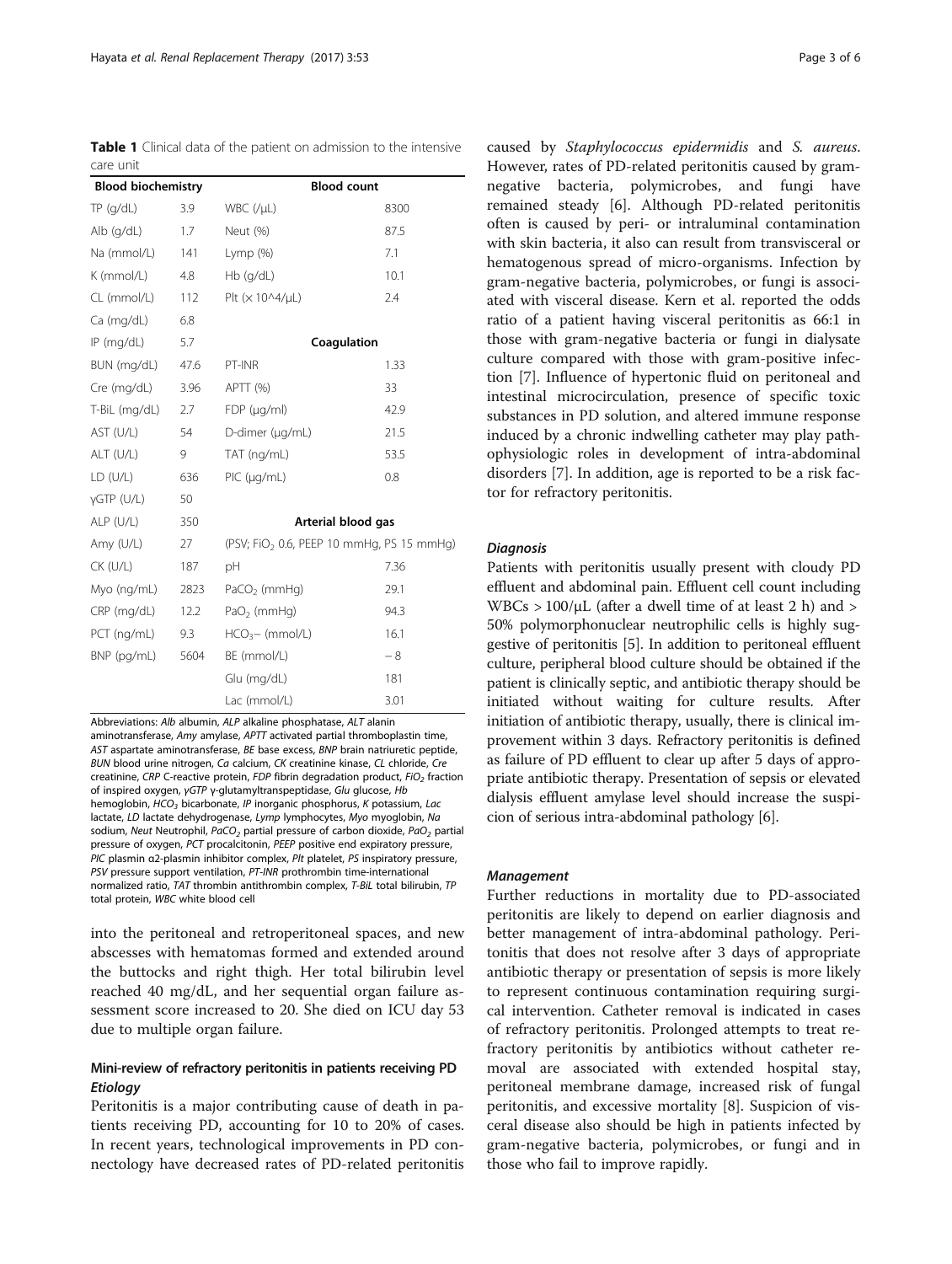**Table 1** Clinical data of the patient on admission to the intensive care unit

| Blood biochemistry | | Blood count | |
|---|---|---|---|
| TP (g/dL) | 3.9 | WBC (/μL) | 8300 |
| Alb (g/dL) | 1.7 | Neut (%) | 87.5 |
| Na (mmol/L) | 141 | Lymp (%) | 7.1 |
| K (mmol/L) | 4.8 | Hb (g/dL) | 10.1 |
| CL (mmol/L) | 112 | Plt (× 10^4/μL) | 2.4 |
| Ca (mg/dL) | 6.8 | | |
| IP (mg/dL) | 5.7 | **Coagulation** | |
| BUN (mg/dL) | 47.6 | PT-INR | 1.33 |
| Cre (mg/dL) | 3.96 | APTT (%) | 33 |
| T-BiL (mg/dL) | 2.7 | FDP (μg/ml) | 42.9 |
| AST (U/L) | 54 | D-dimer (μg/mL) | 21.5 |
| ALT (U/L) | 9 | TAT (ng/mL) | 53.5 |
| LD (U/L) | 636 | PIC (μg/mL) | 0.8 |
| γGTP (U/L) | 50 | | |
| ALP (U/L) | 350 | **Arterial blood gas** | |
| Amy (U/L) | 27 | (PSV; $FiO_2$ 0.6, PEEP 10 mmHg, PS 15 mmHg) | |
| CK (U/L) | 187 | pH | 7.36 |
| Myo (ng/mL) | 2823 | $PaCO_2$ (mmHg) | 29.1 |
| CRP (mg/dL) | 12.2 | $PaO_2$ (mmHg) | 94.3 |
| PCT (ng/mL) | 9.3 | $HCO_3-$ (mmol/L) | 16.1 |
| BNP (pg/mL) | 5604 | BE (mmol/L) | −8 |
| | | Glu (mg/dL) | 181 |
| | | Lac (mmol/L) | 3.01 |

Abbreviations: *Alb* albumin, *ALP* alkaline phosphatase, *ALT* alanin aminotransferase, *Amy* amylase, *APTT* activated partial thromboplastin time, *AST* aspartate aminotransferase, *BE* base excess, *BNP* brain natriuretic peptide, *BUN* blood urine nitrogen, *Ca* calcium, *CK* creatinine kinase, *CL* chloride, *Cre* creatinine, *CRP* C-reactive protein, *FDP* fibrin degradation product, *$FiO_2$* fraction of inspired oxygen, *γGTP* γ-glutamyltranspeptidase, *Glu* glucose, *Hb* hemoglobin, *$HCO_3$* bicarbonate, *IP* inorganic phosphorus, *K* potassium, *Lac* lactate, *LD* lactate dehydrogenase, *Lymp* lymphocytes, *Myo* myoglobin, *Na* sodium, *Neut* Neutrophil, *$PaCO_2$* partial pressure of carbon dioxide, *$PaO_2$* partial pressure of oxygen, *PCT* procalcitonin, *PEEP* positive end expiratory pressure, *PIC* plasmin α2-plasmin inhibitor complex, *Plt* platelet, *PS* inspiratory pressure, *PSV* pressure support ventilation, *PT-INR* prothrombin time-international normalized ratio, *TAT* thrombin antithrombin complex, *T-BiL* total bilirubin, *TP* total protein, *WBC* white blood cell

into the peritoneal and retroperitoneal spaces, and new abscesses with hematomas formed and extended around the buttocks and right thigh. Her total bilirubin level reached 40 mg/dL, and her sequential organ failure assessment score increased to 20. She died on ICU day 53 due to multiple organ failure.

## Mini-review of refractory peritonitis in patients receiving PD

### *Etiology*

Peritonitis is a major contributing cause of death in patients receiving PD, accounting for 10 to 20% of cases. In recent years, technological improvements in PD connectology have decreased rates of PD-related peritonitis caused by *Staphylococcus epidermidis* and *S. aureus*. However, rates of PD-related peritonitis caused by gram-negative bacteria, polymicrobes, and fungi have remained steady [6]. Although PD-related peritonitis often is caused by peri- or intraluminal contamination with skin bacteria, it also can result from transvisceral or hematogenous spread of micro-organisms. Infection by gram-negative bacteria, polymicrobes, or fungi is associated with visceral disease. Kern et al. reported the odds ratio of a patient having visceral peritonitis as 66:1 in those with gram-negative bacteria or fungi in dialysate culture compared with those with gram-positive infection [7]. Influence of hypertonic fluid on peritoneal and intestinal microcirculation, presence of specific toxic substances in PD solution, and altered immune response induced by a chronic indwelling catheter may play pathophysiologic roles in development of intra-abdominal disorders [7]. In addition, age is reported to be a risk factor for refractory peritonitis.

### *Diagnosis*

Patients with peritonitis usually present with cloudy PD effluent and abdominal pain. Effluent cell count including WBCs > 100/μL (after a dwell time of at least 2 h) and > 50% polymorphonuclear neutrophilic cells is highly suggestive of peritonitis [5]. In addition to peritoneal effluent culture, peripheral blood culture should be obtained if the patient is clinically septic, and antibiotic therapy should be initiated without waiting for culture results. After initiation of antibiotic therapy, usually, there is clinical improvement within 3 days. Refractory peritonitis is defined as failure of PD effluent to clear up after 5 days of appropriate antibiotic therapy. Presentation of sepsis or elevated dialysis effluent amylase level should increase the suspicion of serious intra-abdominal pathology [6].

### *Management*

Further reductions in mortality due to PD-associated peritonitis are likely to depend on earlier diagnosis and better management of intra-abdominal pathology. Peritonitis that does not resolve after 3 days of appropriate antibiotic therapy or presentation of sepsis is more likely to represent continuous contamination requiring surgical intervention. Catheter removal is indicated in cases of refractory peritonitis. Prolonged attempts to treat refractory peritonitis by antibiotics without catheter removal are associated with extended hospital stay, peritoneal membrane damage, increased risk of fungal peritonitis, and excessive mortality [8]. Suspicion of visceral disease also should be high in patients infected by gram-negative bacteria, polymicrobes, or fungi and in those who fail to improve rapidly.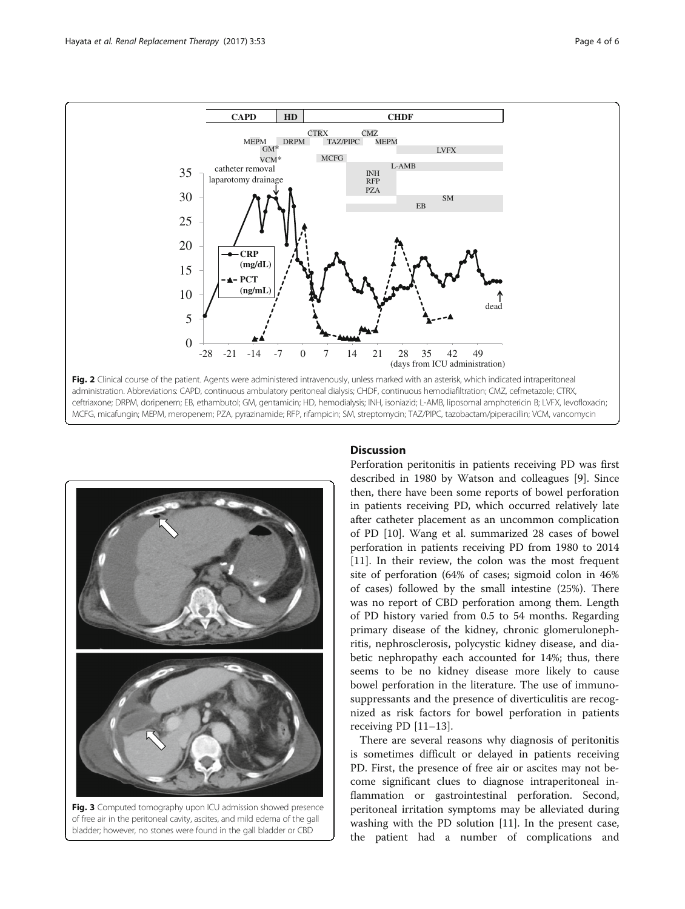**Fig. 2** Clinical course of the patient. Agents were administered intravenously, unless marked with an asterisk, which indicated intraperitoneal administration. Abbreviations: CAPD, continuous ambulatory peritoneal dialysis; CHDF, continuous hemodiafiltration; CMZ, cefmetazole; CTRX, ceftriaxone; DRPM, doripenem; EB, ethambutol; GM, gentamicin; HD, hemodialysis; INH, isoniazid; L-AMB, liposomal amphotericin B; LVFX, levofloxacin; MCFG, micafungin; MEPM, meropenem; PZA, pyrazinamide; RFP, rifampicin; SM, streptomycin; TAZ/PIPC, tazobactam/piperacillin; VCM, vancomycin

**Fig. 3** Computed tomography upon ICU admission showed presence of free air in the peritoneal cavity, ascites, and mild edema of the gall bladder; however, no stones were found in the gall bladder or CBD

## Discussion

Perforation peritonitis in patients receiving PD was first described in 1980 by Watson and colleagues [9]. Since then, there have been some reports of bowel perforation in patients receiving PD, which occurred relatively late after catheter placement as an uncommon complication of PD [10]. Wang et al. summarized 28 cases of bowel perforation in patients receiving PD from 1980 to 2014 [11]. In their review, the colon was the most frequent site of perforation (64% of cases; sigmoid colon in 46% of cases) followed by the small intestine (25%). There was no report of CBD perforation among them. Length of PD history varied from 0.5 to 54 months. Regarding primary disease of the kidney, chronic glomerulonephritis, nephrosclerosis, polycystic kidney disease, and diabetic nephropathy each accounted for 14%; thus, there seems to be no kidney disease more likely to cause bowel perforation in the literature. The use of immunosuppressants and the presence of diverticulitis are recognized as risk factors for bowel perforation in patients receiving PD [11–13].

There are several reasons why diagnosis of peritonitis is sometimes difficult or delayed in patients receiving PD. First, the presence of free air or ascites may not become significant clues to diagnose intraperitoneal inflammation or gastrointestinal perforation. Second, peritoneal irritation symptoms may be alleviated during washing with the PD solution [11]. In the present case, the patient had a number of complications and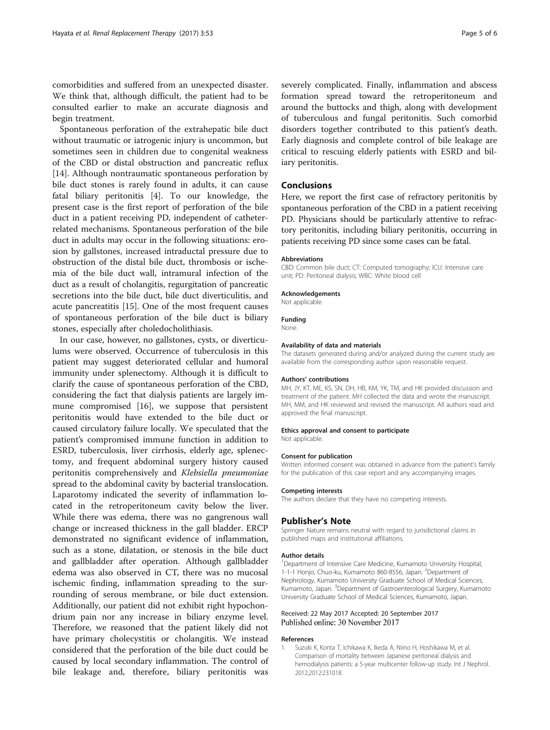comorbidities and suffered from an unexpected disaster. We think that, although difficult, the patient had to be consulted earlier to make an accurate diagnosis and begin treatment.

Spontaneous perforation of the extrahepatic bile duct without traumatic or iatrogenic injury is uncommon, but sometimes seen in children due to congenital weakness of the CBD or distal obstruction and pancreatic reflux [14]. Although nontraumatic spontaneous perforation by bile duct stones is rarely found in adults, it can cause fatal biliary peritonitis [4]. To our knowledge, the present case is the first report of perforation of the bile duct in a patient receiving PD, independent of catheter-related mechanisms. Spontaneous perforation of the bile duct in adults may occur in the following situations: erosion by gallstones, increased intraductal pressure due to obstruction of the distal bile duct, thrombosis or ischemia of the bile duct wall, intramural infection of the duct as a result of cholangitis, regurgitation of pancreatic secretions into the bile duct, bile duct diverticulitis, and acute pancreatitis [15]. One of the most frequent causes of spontaneous perforation of the bile duct is biliary stones, especially after choledocholithiasis.

In our case, however, no gallstones, cysts, or diverticulums were observed. Occurrence of tuberculosis in this patient may suggest deteriorated cellular and humoral immunity under splenectomy. Although it is difficult to clarify the cause of spontaneous perforation of the CBD, considering the fact that dialysis patients are largely immune compromised [16], we suppose that persistent peritonitis would have extended to the bile duct or caused circulatory failure locally. We speculated that the patient's compromised immune function in addition to ESRD, tuberculosis, liver cirrhosis, elderly age, splenectomy, and frequent abdominal surgery history caused peritonitis comprehensively and *Klebsiella pneumoniae* spread to the abdominal cavity by bacterial translocation. Laparotomy indicated the severity of inflammation located in the retroperitoneum cavity below the liver. While there was edema, there was no gangrenous wall change or increased thickness in the gall bladder. ERCP demonstrated no significant evidence of inflammation, such as a stone, dilatation, or stenosis in the bile duct and gallbladder after operation. Although gallbladder edema was also observed in CT, there was no mucosal ischemic finding, inflammation spreading to the surrounding of serous membrane, or bile duct extension. Additionally, our patient did not exhibit right hypochondrium pain nor any increase in biliary enzyme level. Therefore, we reasoned that the patient likely did not have primary cholecystitis or cholangitis. We instead considered that the perforation of the bile duct could be caused by local secondary inflammation. The control of bile leakage and, therefore, biliary peritonitis was severely complicated. Finally, inflammation and abscess formation spread toward the retroperitoneum and around the buttocks and thigh, along with development of tuberculous and fungal peritonitis. Such comorbid disorders together contributed to this patient's death. Early diagnosis and complete control of bile leakage are critical to rescuing elderly patients with ESRD and biliary peritonitis.

## Conclusions

Here, we report the first case of refractory peritonitis by spontaneous perforation of the CBD in a patient receiving PD. Physicians should be particularly attentive to refractory peritonitis, including biliary peritonitis, occurring in patients receiving PD since some cases can be fatal.

#### Abbreviations

CBD: Common bile duct; CT: Computed tomography; ICU: Intensive care unit; PD: Peritoneal dialysis; WBC: White blood cell

#### Acknowledgements

Not applicable.

#### Funding

None.

#### Availability of data and materials

The datasets generated during and/or analyzed during the current study are available from the corresponding author upon reasonable request.

#### Authors' contributions

MH, JY, KT, ME, KS, SN, DH, HB, KM, YK, TM, and HK provided discussion and treatment of the patient. MH collected the data and wrote the manuscript. MH, MM, and HK reviewed and revised the manuscript. All authors read and approved the final manuscript.

#### Ethics approval and consent to participate

Not applicable.

#### Consent for publication

Written informed consent was obtained in advance from the patient's family for the publication of this case report and any accompanying images.

#### Competing interests

The authors declare that they have no competing interests.

## Publisher's Note

Springer Nature remains neutral with regard to jurisdictional claims in published maps and institutional affiliations.

#### Author details

[1]Department of Intensive Care Medicine, Kumamoto University Hospital, 1-1-1 Honjo, Chuo-ku, Kumamoto 860-8556, Japan. [2]Department of Nephrology, Kumamoto University Graduate School of Medical Sciences, Kumamoto, Japan. [3]Department of Gastroenterological Surgery, Kumamoto University Graduate School of Medical Sciences, Kumamoto, Japan.

Received: 22 May 2017 Accepted: 20 September 2017
Published online: 30 November 2017

#### References

1. Suzuki K, Konta T, Ichikawa K, Ikeda A, Niino H, Hoshikawa M, et al. Comparison of mortality between Japanese peritoneal dialysis and hemodialysis patients: a 5-year multicenter follow-up study. Int J Nephrol. 2012;2012:231018.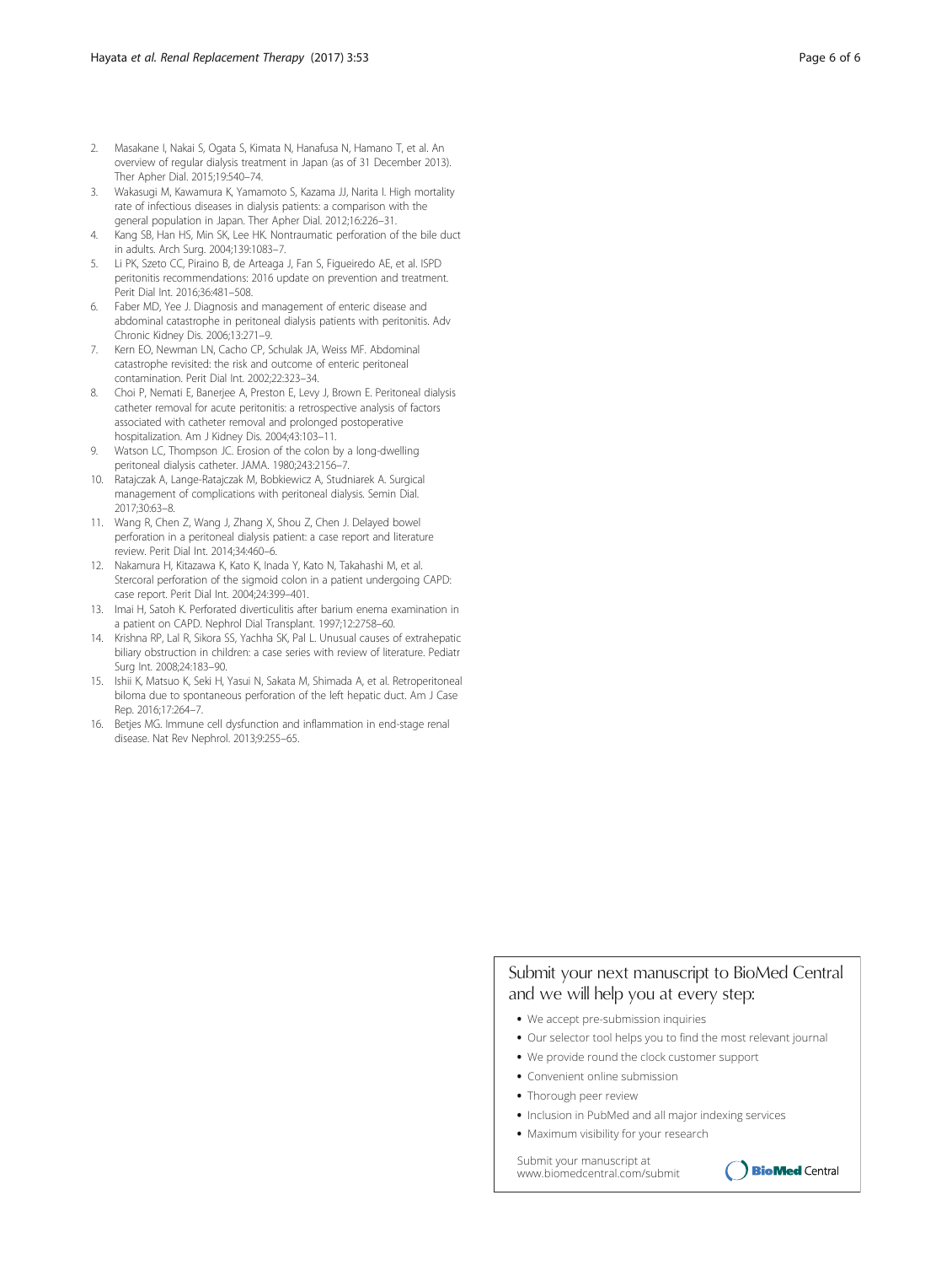2. Masakane I, Nakai S, Ogata S, Kimata N, Hanafusa N, Hamano T, et al. An overview of regular dialysis treatment in Japan (as of 31 December 2013). Ther Apher Dial. 2015;19:540–74.
3. Wakasugi M, Kawamura K, Yamamoto S, Kazama JJ, Narita I. High mortality rate of infectious diseases in dialysis patients: a comparison with the general population in Japan. Ther Apher Dial. 2012;16:226–31.
4. Kang SB, Han HS, Min SK, Lee HK. Nontraumatic perforation of the bile duct in adults. Arch Surg. 2004;139:1083–7.
5. Li PK, Szeto CC, Piraino B, de Arteaga J, Fan S, Figueiredo AE, et al. ISPD peritonitis recommendations: 2016 update on prevention and treatment. Perit Dial Int. 2016;36:481–508.
6. Faber MD, Yee J. Diagnosis and management of enteric disease and abdominal catastrophe in peritoneal dialysis patients with peritonitis. Adv Chronic Kidney Dis. 2006;13:271–9.
7. Kern EO, Newman LN, Cacho CP, Schulak JA, Weiss MF. Abdominal catastrophe revisited: the risk and outcome of enteric peritoneal contamination. Perit Dial Int. 2002;22:323–34.
8. Choi P, Nemati E, Banerjee A, Preston E, Levy J, Brown E. Peritoneal dialysis catheter removal for acute peritonitis: a retrospective analysis of factors associated with catheter removal and prolonged postoperative hospitalization. Am J Kidney Dis. 2004;43:103–11.
9. Watson LC, Thompson JC. Erosion of the colon by a long-dwelling peritoneal dialysis catheter. JAMA. 1980;243:2156–7.
10. Ratajczak A, Lange-Ratajczak M, Bobkiewicz A, Studniarek A. Surgical management of complications with peritoneal dialysis. Semin Dial. 2017;30:63–8.
11. Wang R, Chen Z, Wang J, Zhang X, Shou Z, Chen J. Delayed bowel perforation in a peritoneal dialysis patient: a case report and literature review. Perit Dial Int. 2014;34:460–6.
12. Nakamura H, Kitazawa K, Kato K, Inada Y, Kato N, Takahashi M, et al. Stercoral perforation of the sigmoid colon in a patient undergoing CAPD: case report. Perit Dial Int. 2004;24:399–401.
13. Imai H, Satoh K. Perforated diverticulitis after barium enema examination in a patient on CAPD. Nephrol Dial Transplant. 1997;12:2758–60.
14. Krishna RP, Lal R, Sikora SS, Yachha SK, Pal L. Unusual causes of extrahepatic biliary obstruction in children: a case series with review of literature. Pediatr Surg Int. 2008;24:183–90.
15. Ishii K, Matsuo K, Seki H, Yasui N, Sakata M, Shimada A, et al. Retroperitoneal biloma due to spontaneous perforation of the left hepatic duct. Am J Case Rep. 2016;17:264–7.
16. Betjes MG. Immune cell dysfunction and inflammation in end-stage renal disease. Nat Rev Nephrol. 2013;9:255–65.

Submit your next manuscript to BioMed Central and we will help you at every step:

- We accept pre-submission inquiries
- Our selector tool helps you to find the most relevant journal
- We provide round the clock customer support
- Convenient online submission
- Thorough peer review
- Inclusion in PubMed and all major indexing services
- Maximum visibility for your research

Submit your manuscript at www.biomedcentral.com/submit

BioMed Central